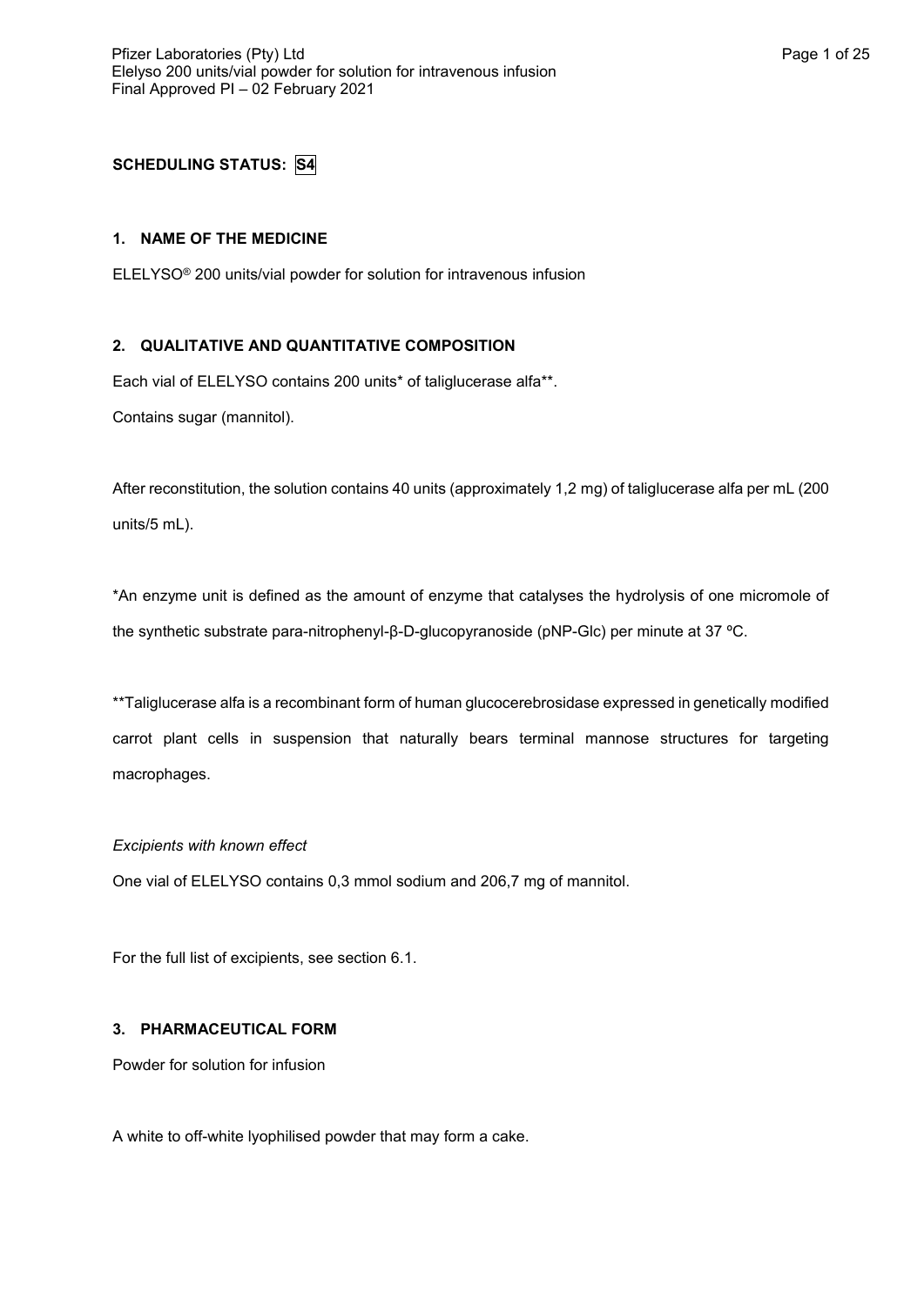**SCHEDULING STATUS: S4**

## 1. NAME OF THE MEDICINE

ELELYSO® 200 units/vial powder for solution for intravenous infusion

## 2. QUALITATIVE AND QUANTITATIVE COMPOSITION

Each vial of ELELYSO contains 200 units* of taliglucerase alfa**.

Contains sugar (mannitol).

After reconstitution, the solution contains 40 units (approximately 1,2 mg) of taliglucerase alfa per mL (200 units/5 mL).

*An enzyme unit is defined as the amount of enzyme that catalyses the hydrolysis of one micromole of the synthetic substrate para-nitrophenyl-β-D-glucopyranoside (pNP-Glc) per minute at 37 ºC.

**Taliglucerase alfa is a recombinant form of human glucocerebrosidase expressed in genetically modified carrot plant cells in suspension that naturally bears terminal mannose structures for targeting macrophages.

*Excipients with known effect*

One vial of ELELYSO contains 0,3 mmol sodium and 206,7 mg of mannitol.

For the full list of excipients, see section 6.1.

## 3. PHARMACEUTICAL FORM

Powder for solution for infusion

A white to off-white lyophilised powder that may form a cake.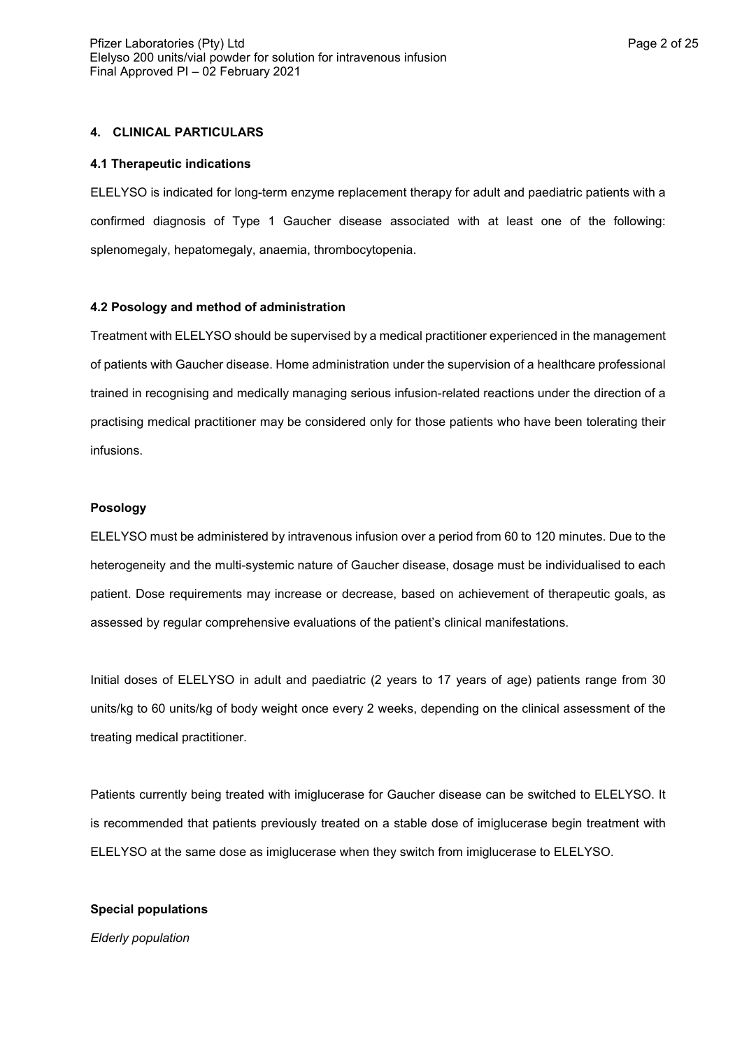## 4. CLINICAL PARTICULARS

### 4.1 Therapeutic indications

ELELYSO is indicated for long-term enzyme replacement therapy for adult and paediatric patients with a confirmed diagnosis of Type 1 Gaucher disease associated with at least one of the following: splenomegaly, hepatomegaly, anaemia, thrombocytopenia.

### 4.2 Posology and method of administration

Treatment with ELELYSO should be supervised by a medical practitioner experienced in the management of patients with Gaucher disease. Home administration under the supervision of a healthcare professional trained in recognising and medically managing serious infusion-related reactions under the direction of a practising medical practitioner may be considered only for those patients who have been tolerating their infusions.

**Posology**

ELELYSO must be administered by intravenous infusion over a period from 60 to 120 minutes. Due to the heterogeneity and the multi-systemic nature of Gaucher disease, dosage must be individualised to each patient. Dose requirements may increase or decrease, based on achievement of therapeutic goals, as assessed by regular comprehensive evaluations of the patient's clinical manifestations.

Initial doses of ELELYSO in adult and paediatric (2 years to 17 years of age) patients range from 30 units/kg to 60 units/kg of body weight once every 2 weeks, depending on the clinical assessment of the treating medical practitioner.

Patients currently being treated with imiglucerase for Gaucher disease can be switched to ELELYSO. It is recommended that patients previously treated on a stable dose of imiglucerase begin treatment with ELELYSO at the same dose as imiglucerase when they switch from imiglucerase to ELELYSO.

**Special populations**

*Elderly population*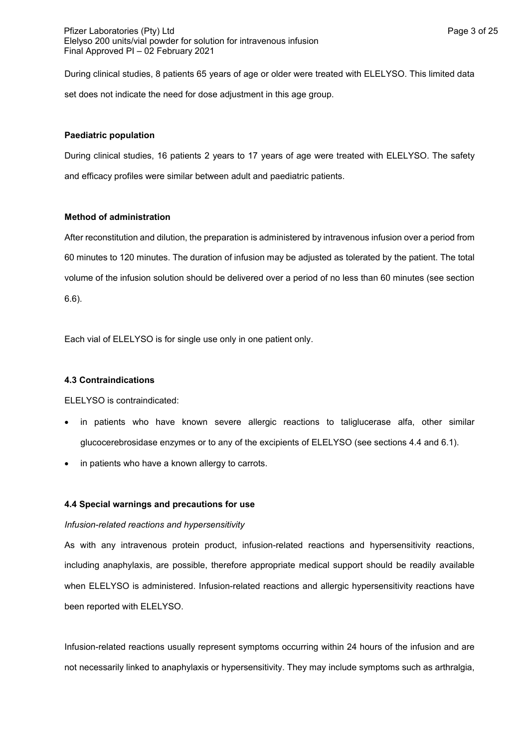During clinical studies, 8 patients 65 years of age or older were treated with ELELYSO. This limited data set does not indicate the need for dose adjustment in this age group.

**Paediatric population**

During clinical studies, 16 patients 2 years to 17 years of age were treated with ELELYSO. The safety and efficacy profiles were similar between adult and paediatric patients.

**Method of administration**

After reconstitution and dilution, the preparation is administered by intravenous infusion over a period from 60 minutes to 120 minutes. The duration of infusion may be adjusted as tolerated by the patient. The total volume of the infusion solution should be delivered over a period of no less than 60 minutes (see section 6.6).

Each vial of ELELYSO is for single use only in one patient only.

### 4.3 Contraindications

ELELYSO is contraindicated:

- in patients who have known severe allergic reactions to taliglucerase alfa, other similar glucocerebrosidase enzymes or to any of the excipients of ELELYSO (see sections 4.4 and 6.1).
- in patients who have a known allergy to carrots.

### 4.4 Special warnings and precautions for use

*Infusion-related reactions and hypersensitivity*

As with any intravenous protein product, infusion-related reactions and hypersensitivity reactions, including anaphylaxis, are possible, therefore appropriate medical support should be readily available when ELELYSO is administered. Infusion-related reactions and allergic hypersensitivity reactions have been reported with ELELYSO.

Infusion-related reactions usually represent symptoms occurring within 24 hours of the infusion and are not necessarily linked to anaphylaxis or hypersensitivity. They may include symptoms such as arthralgia,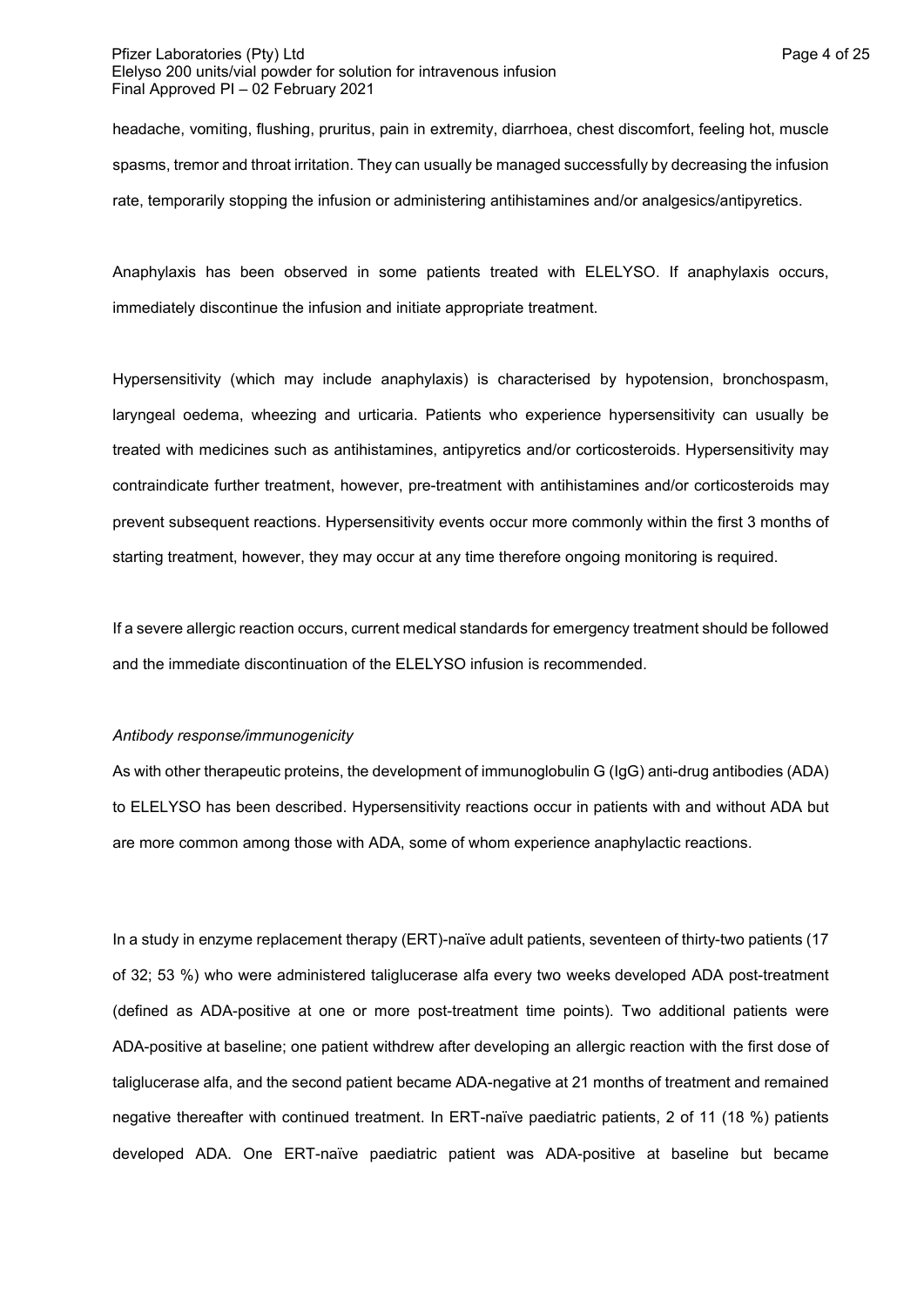headache, vomiting, flushing, pruritus, pain in extremity, diarrhoea, chest discomfort, feeling hot, muscle spasms, tremor and throat irritation. They can usually be managed successfully by decreasing the infusion rate, temporarily stopping the infusion or administering antihistamines and/or analgesics/antipyretics.

Anaphylaxis has been observed in some patients treated with ELELYSO. If anaphylaxis occurs, immediately discontinue the infusion and initiate appropriate treatment.

Hypersensitivity (which may include anaphylaxis) is characterised by hypotension, bronchospasm, laryngeal oedema, wheezing and urticaria. Patients who experience hypersensitivity can usually be treated with medicines such as antihistamines, antipyretics and/or corticosteroids. Hypersensitivity may contraindicate further treatment, however, pre-treatment with antihistamines and/or corticosteroids may prevent subsequent reactions. Hypersensitivity events occur more commonly within the first 3 months of starting treatment, however, they may occur at any time therefore ongoing monitoring is required.

If a severe allergic reaction occurs, current medical standards for emergency treatment should be followed and the immediate discontinuation of the ELELYSO infusion is recommended.

*Antibody response/immunogenicity*

As with other therapeutic proteins, the development of immunoglobulin G (IgG) anti-drug antibodies (ADA) to ELELYSO has been described. Hypersensitivity reactions occur in patients with and without ADA but are more common among those with ADA, some of whom experience anaphylactic reactions.

In a study in enzyme replacement therapy (ERT)-naïve adult patients, seventeen of thirty-two patients (17 of 32; 53 %) who were administered taliglucerase alfa every two weeks developed ADA post-treatment (defined as ADA-positive at one or more post-treatment time points). Two additional patients were ADA-positive at baseline; one patient withdrew after developing an allergic reaction with the first dose of taliglucerase alfa, and the second patient became ADA-negative at 21 months of treatment and remained negative thereafter with continued treatment. In ERT-naïve paediatric patients, 2 of 11 (18 %) patients developed ADA. One ERT-naïve paediatric patient was ADA-positive at baseline but became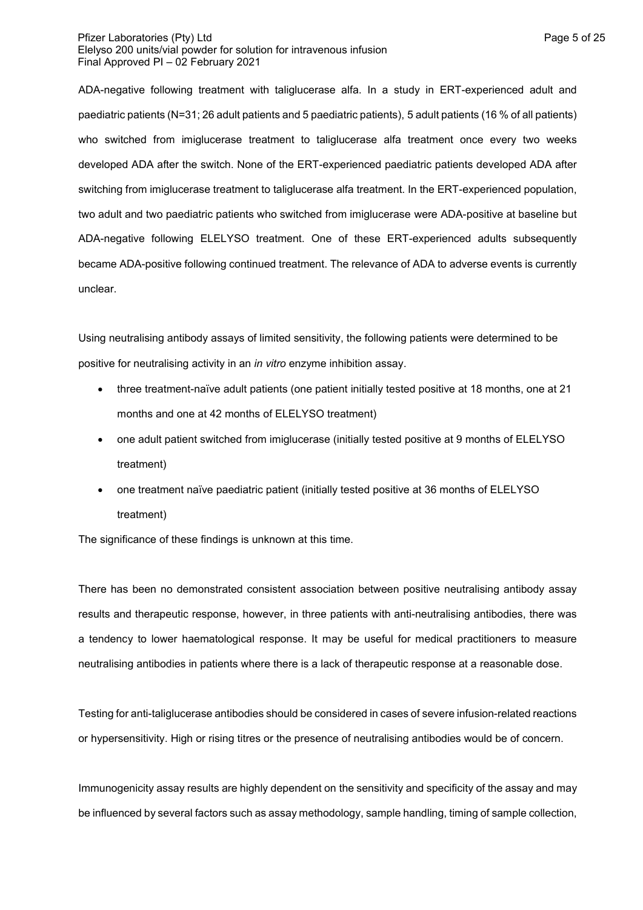ADA-negative following treatment with taliglucerase alfa. In a study in ERT-experienced adult and paediatric patients (N=31; 26 adult patients and 5 paediatric patients), 5 adult patients (16 % of all patients) who switched from imiglucerase treatment to taliglucerase alfa treatment once every two weeks developed ADA after the switch. None of the ERT-experienced paediatric patients developed ADA after switching from imiglucerase treatment to taliglucerase alfa treatment. In the ERT-experienced population, two adult and two paediatric patients who switched from imiglucerase were ADA-positive at baseline but ADA-negative following ELELYSO treatment. One of these ERT-experienced adults subsequently became ADA-positive following continued treatment. The relevance of ADA to adverse events is currently unclear.

Using neutralising antibody assays of limited sensitivity, the following patients were determined to be positive for neutralising activity in an *in vitro* enzyme inhibition assay.

- three treatment-naïve adult patients (one patient initially tested positive at 18 months, one at 21 months and one at 42 months of ELELYSO treatment)
- one adult patient switched from imiglucerase (initially tested positive at 9 months of ELELYSO treatment)
- one treatment naïve paediatric patient (initially tested positive at 36 months of ELELYSO treatment)

The significance of these findings is unknown at this time.

There has been no demonstrated consistent association between positive neutralising antibody assay results and therapeutic response, however, in three patients with anti-neutralising antibodies, there was a tendency to lower haematological response. It may be useful for medical practitioners to measure neutralising antibodies in patients where there is a lack of therapeutic response at a reasonable dose.

Testing for anti-taliglucerase antibodies should be considered in cases of severe infusion-related reactions or hypersensitivity. High or rising titres or the presence of neutralising antibodies would be of concern.

Immunogenicity assay results are highly dependent on the sensitivity and specificity of the assay and may be influenced by several factors such as assay methodology, sample handling, timing of sample collection,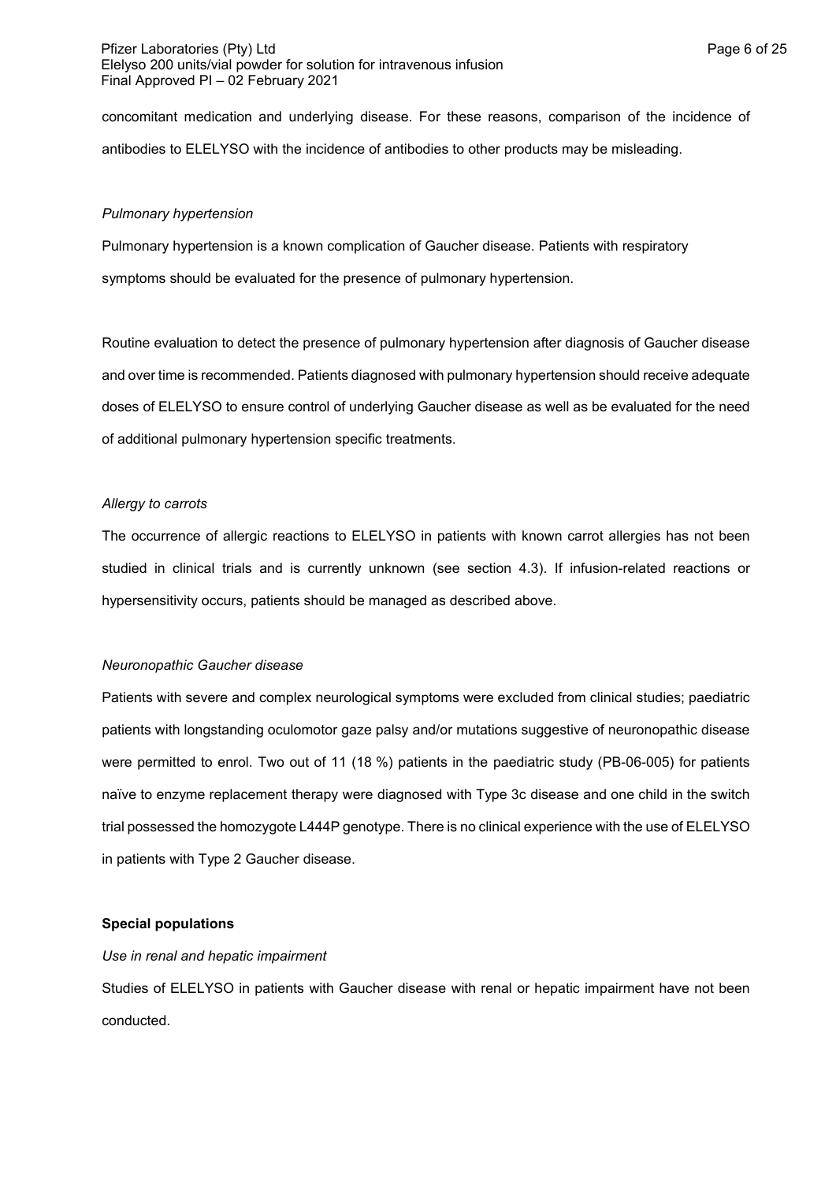concomitant medication and underlying disease. For these reasons, comparison of the incidence of antibodies to ELELYSO with the incidence of antibodies to other products may be misleading.

*Pulmonary hypertension*

Pulmonary hypertension is a known complication of Gaucher disease. Patients with respiratory symptoms should be evaluated for the presence of pulmonary hypertension.

Routine evaluation to detect the presence of pulmonary hypertension after diagnosis of Gaucher disease and over time is recommended. Patients diagnosed with pulmonary hypertension should receive adequate doses of ELELYSO to ensure control of underlying Gaucher disease as well as be evaluated for the need of additional pulmonary hypertension specific treatments.

*Allergy to carrots*

The occurrence of allergic reactions to ELELYSO in patients with known carrot allergies has not been studied in clinical trials and is currently unknown (see section 4.3). If infusion-related reactions or hypersensitivity occurs, patients should be managed as described above.

*Neuronopathic Gaucher disease*

Patients with severe and complex neurological symptoms were excluded from clinical studies; paediatric patients with longstanding oculomotor gaze palsy and/or mutations suggestive of neuronopathic disease were permitted to enrol. Two out of 11 (18 %) patients in the paediatric study (PB-06-005) for patients naïve to enzyme replacement therapy were diagnosed with Type 3c disease and one child in the switch trial possessed the homozygote L444P genotype. There is no clinical experience with the use of ELELYSO in patients with Type 2 Gaucher disease.

**Special populations**

*Use in renal and hepatic impairment*

Studies of ELELYSO in patients with Gaucher disease with renal or hepatic impairment have not been conducted.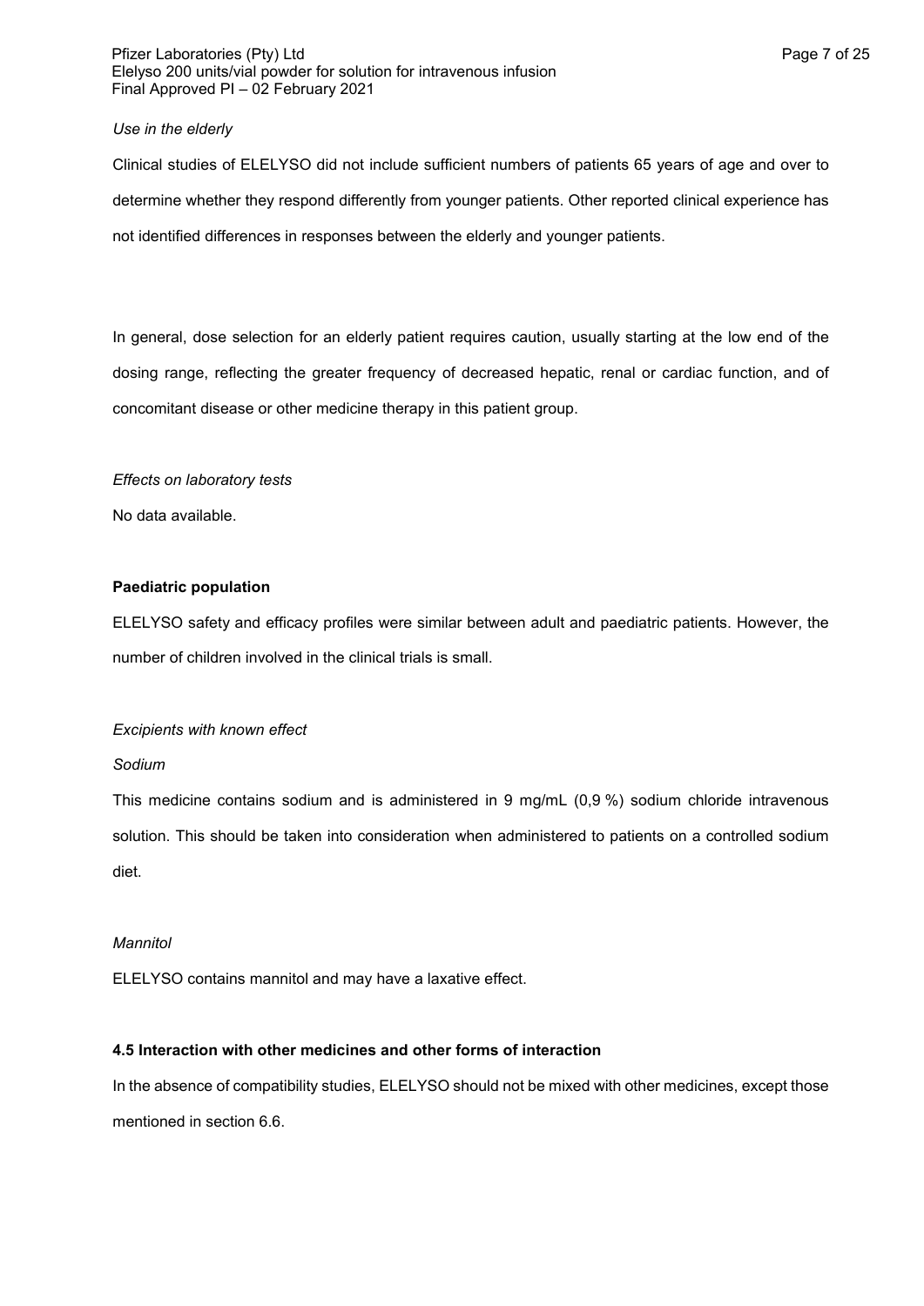*Use in the elderly*

Clinical studies of ELELYSO did not include sufficient numbers of patients 65 years of age and over to determine whether they respond differently from younger patients. Other reported clinical experience has not identified differences in responses between the elderly and younger patients.

In general, dose selection for an elderly patient requires caution, usually starting at the low end of the dosing range, reflecting the greater frequency of decreased hepatic, renal or cardiac function, and of concomitant disease or other medicine therapy in this patient group.

*Effects on laboratory tests*

No data available.

**Paediatric population**

ELELYSO safety and efficacy profiles were similar between adult and paediatric patients. However, the number of children involved in the clinical trials is small.

*Excipients with known effect*

*Sodium*

This medicine contains sodium and is administered in 9 mg/mL (0,9 %) sodium chloride intravenous solution. This should be taken into consideration when administered to patients on a controlled sodium diet.

*Mannitol*

ELELYSO contains mannitol and may have a laxative effect.

**4.5 Interaction with other medicines and other forms of interaction**

In the absence of compatibility studies, ELELYSO should not be mixed with other medicines, except those mentioned in section 6.6.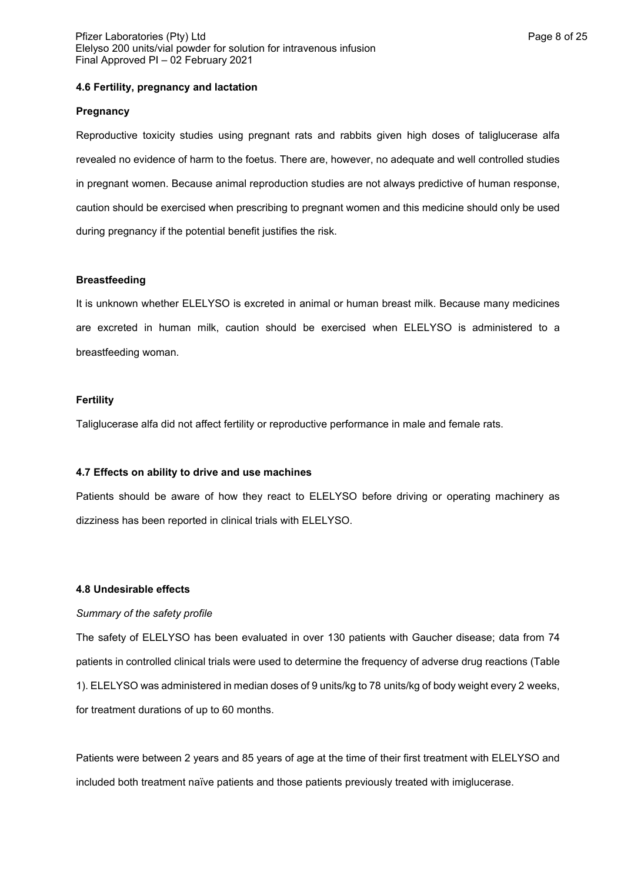### 4.6 Fertility, pregnancy and lactation

**Pregnancy**

Reproductive toxicity studies using pregnant rats and rabbits given high doses of taliglucerase alfa revealed no evidence of harm to the foetus. There are, however, no adequate and well controlled studies in pregnant women. Because animal reproduction studies are not always predictive of human response, caution should be exercised when prescribing to pregnant women and this medicine should only be used during pregnancy if the potential benefit justifies the risk.

**Breastfeeding**

It is unknown whether ELELYSO is excreted in animal or human breast milk. Because many medicines are excreted in human milk, caution should be exercised when ELELYSO is administered to a breastfeeding woman.

**Fertility**

Taliglucerase alfa did not affect fertility or reproductive performance in male and female rats.

### 4.7 Effects on ability to drive and use machines

Patients should be aware of how they react to ELELYSO before driving or operating machinery as dizziness has been reported in clinical trials with ELELYSO.

### 4.8 Undesirable effects

*Summary of the safety profile*

The safety of ELELYSO has been evaluated in over 130 patients with Gaucher disease; data from 74 patients in controlled clinical trials were used to determine the frequency of adverse drug reactions (Table 1). ELELYSO was administered in median doses of 9 units/kg to 78 units/kg of body weight every 2 weeks, for treatment durations of up to 60 months.

Patients were between 2 years and 85 years of age at the time of their first treatment with ELELYSO and included both treatment naïve patients and those patients previously treated with imiglucerase.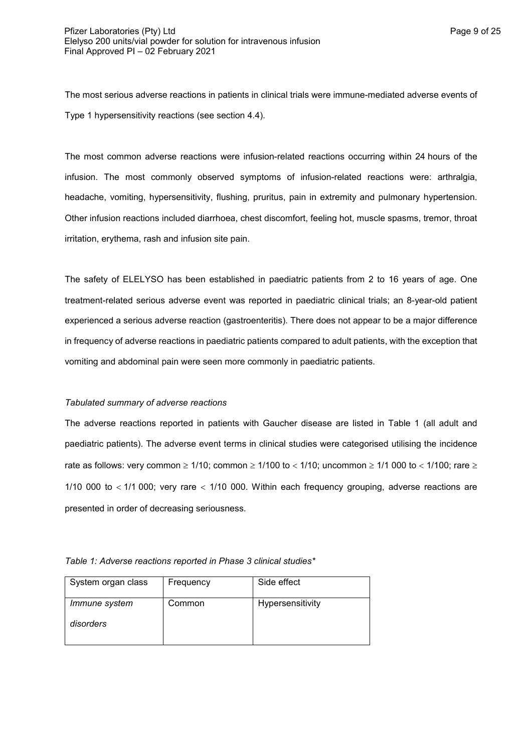The most serious adverse reactions in patients in clinical trials were immune-mediated adverse events of Type 1 hypersensitivity reactions (see section 4.4).

The most common adverse reactions were infusion-related reactions occurring within 24 hours of the infusion. The most commonly observed symptoms of infusion-related reactions were: arthralgia, headache, vomiting, hypersensitivity, flushing, pruritus, pain in extremity and pulmonary hypertension. Other infusion reactions included diarrhoea, chest discomfort, feeling hot, muscle spasms, tremor, throat irritation, erythema, rash and infusion site pain.

The safety of ELELYSO has been established in paediatric patients from 2 to 16 years of age. One treatment-related serious adverse event was reported in paediatric clinical trials; an 8-year-old patient experienced a serious adverse reaction (gastroenteritis). There does not appear to be a major difference in frequency of adverse reactions in paediatric patients compared to adult patients, with the exception that vomiting and abdominal pain were seen more commonly in paediatric patients.

*Tabulated summary of adverse reactions*

The adverse reactions reported in patients with Gaucher disease are listed in Table 1 (all adult and paediatric patients). The adverse event terms in clinical studies were categorised utilising the incidence rate as follows: very common $\geq$ 1/10; common $\geq$ 1/100 to $<$ 1/10; uncommon $\geq$ 1/1 000 to $<$ 1/100; rare $\geq$ 1/10 000 to $<$ 1/1 000; very rare $<$ 1/10 000. Within each frequency grouping, adverse reactions are presented in order of decreasing seriousness.

*Table 1: Adverse reactions reported in Phase 3 clinical studies**

| System organ class | Frequency | Side effect |
|---|---|---|
| *Immune system disorders* | Common | Hypersensitivity |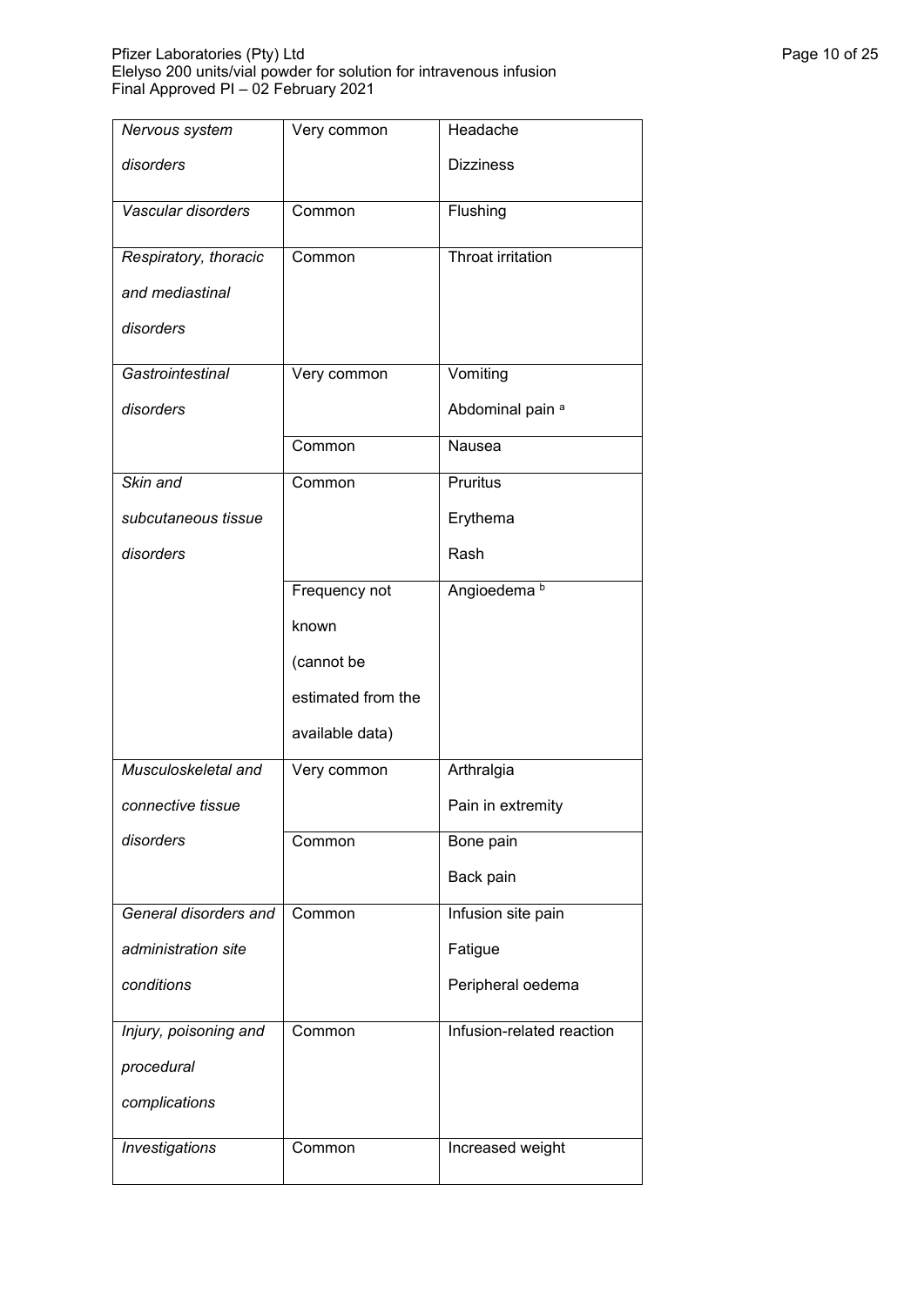| | | |
|---|---|---|
| *Nervous system disorders* | Very common | Headache<br>Dizziness |
| *Vascular disorders* | Common | Flushing |
| *Respiratory, thoracic and mediastinal disorders* | Common | Throat irritation |
| *Gastrointestinal disorders* | Very common | Vomiting<br>Abdominal pain [a] |
| | Common | Nausea |
| *Skin and subcutaneous tissue disorders* | Common | Pruritus<br>Erythema<br>Rash |
| | Frequency not known (cannot be estimated from the available data) | Angioedema [b] |
| *Musculoskeletal and connective tissue disorders* | Very common | Arthralgia<br>Pain in extremity |
| | Common | Bone pain<br>Back pain |
| *General disorders and administration site conditions* | Common | Infusion site pain<br>Fatigue<br>Peripheral oedema |
| *Injury, poisoning and procedural complications* | Common | Infusion-related reaction |
| *Investigations* | Common | Increased weight |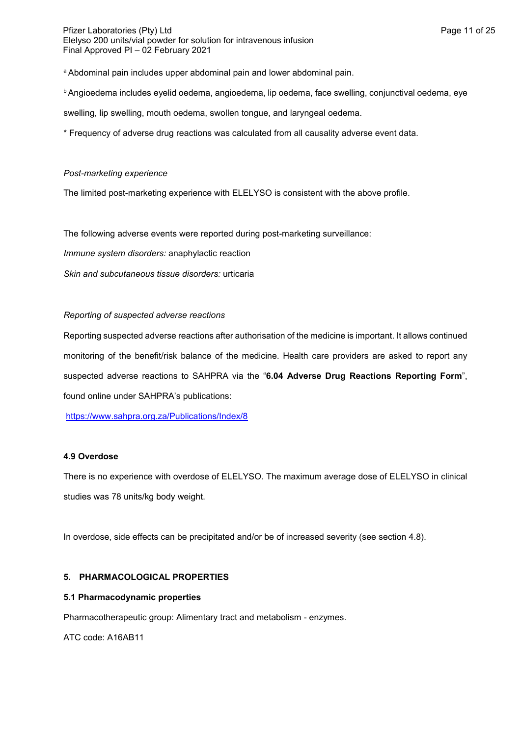[a] Abdominal pain includes upper abdominal pain and lower abdominal pain.

[b] Angioedema includes eyelid oedema, angioedema, lip oedema, face swelling, conjunctival oedema, eye swelling, lip swelling, mouth oedema, swollen tongue, and laryngeal oedema.

* Frequency of adverse drug reactions was calculated from all causality adverse event data.

*Post-marketing experience*

The limited post-marketing experience with ELELYSO is consistent with the above profile.

The following adverse events were reported during post-marketing surveillance:

*Immune system disorders:* anaphylactic reaction

*Skin and subcutaneous tissue disorders:* urticaria

*Reporting of suspected adverse reactions*

Reporting suspected adverse reactions after authorisation of the medicine is important. It allows continued monitoring of the benefit/risk balance of the medicine. Health care providers are asked to report any suspected adverse reactions to SAHPRA via the "**6.04 Adverse Drug Reactions Reporting Form**", found online under SAHPRA's publications:

https://www.sahpra.org.za/Publications/Index/8

### 4.9 Overdose

There is no experience with overdose of ELELYSO. The maximum average dose of ELELYSO in clinical studies was 78 units/kg body weight.

In overdose, side effects can be precipitated and/or be of increased severity (see section 4.8).

## 5. PHARMACOLOGICAL PROPERTIES

### 5.1 Pharmacodynamic properties

Pharmacotherapeutic group: Alimentary tract and metabolism - enzymes.

ATC code: A16AB11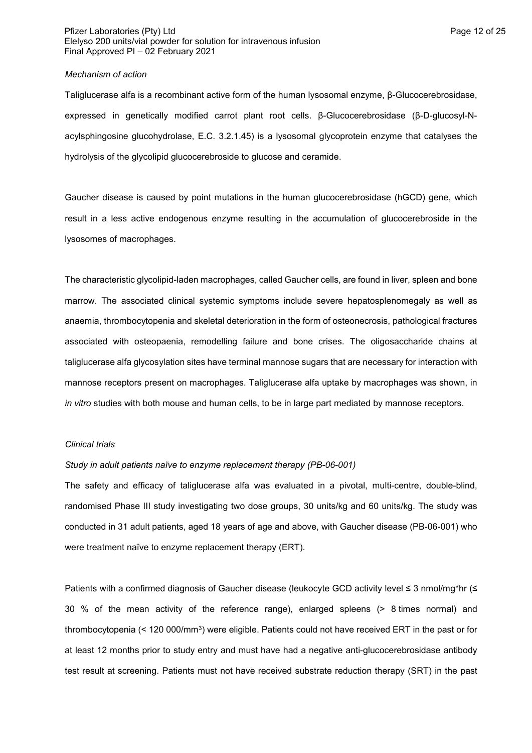*Mechanism of action*

Taliglucerase alfa is a recombinant active form of the human lysosomal enzyme, β-Glucocerebrosidase, expressed in genetically modified carrot plant root cells. β-Glucocerebrosidase (β-D-glucosyl-N-acylsphingosine glucohydrolase, E.C. 3.2.1.45) is a lysosomal glycoprotein enzyme that catalyses the hydrolysis of the glycolipid glucocerebroside to glucose and ceramide.

Gaucher disease is caused by point mutations in the human glucocerebrosidase (hGCD) gene, which result in a less active endogenous enzyme resulting in the accumulation of glucocerebroside in the lysosomes of macrophages.

The characteristic glycolipid-laden macrophages, called Gaucher cells, are found in liver, spleen and bone marrow. The associated clinical systemic symptoms include severe hepatosplenomegaly as well as anaemia, thrombocytopenia and skeletal deterioration in the form of osteonecrosis, pathological fractures associated with osteopaenia, remodelling failure and bone crises. The oligosaccharide chains at taliglucerase alfa glycosylation sites have terminal mannose sugars that are necessary for interaction with mannose receptors present on macrophages. Taliglucerase alfa uptake by macrophages was shown, in *in vitro* studies with both mouse and human cells, to be in large part mediated by mannose receptors.

*Clinical trials*

*Study in adult patients naïve to enzyme replacement therapy (PB-06-001)*

The safety and efficacy of taliglucerase alfa was evaluated in a pivotal, multi-centre, double-blind, randomised Phase III study investigating two dose groups, 30 units/kg and 60 units/kg. The study was conducted in 31 adult patients, aged 18 years of age and above, with Gaucher disease (PB-06-001) who were treatment naïve to enzyme replacement therapy (ERT).

Patients with a confirmed diagnosis of Gaucher disease (leukocyte GCD activity level ≤ 3 nmol/mg*hr (≤ 30 % of the mean activity of the reference range), enlarged spleens (> 8 times normal) and thrombocytopenia (< 120 000/mm$^3$) were eligible. Patients could not have received ERT in the past or for at least 12 months prior to study entry and must have had a negative anti-glucocerebrosidase antibody test result at screening. Patients must not have received substrate reduction therapy (SRT) in the past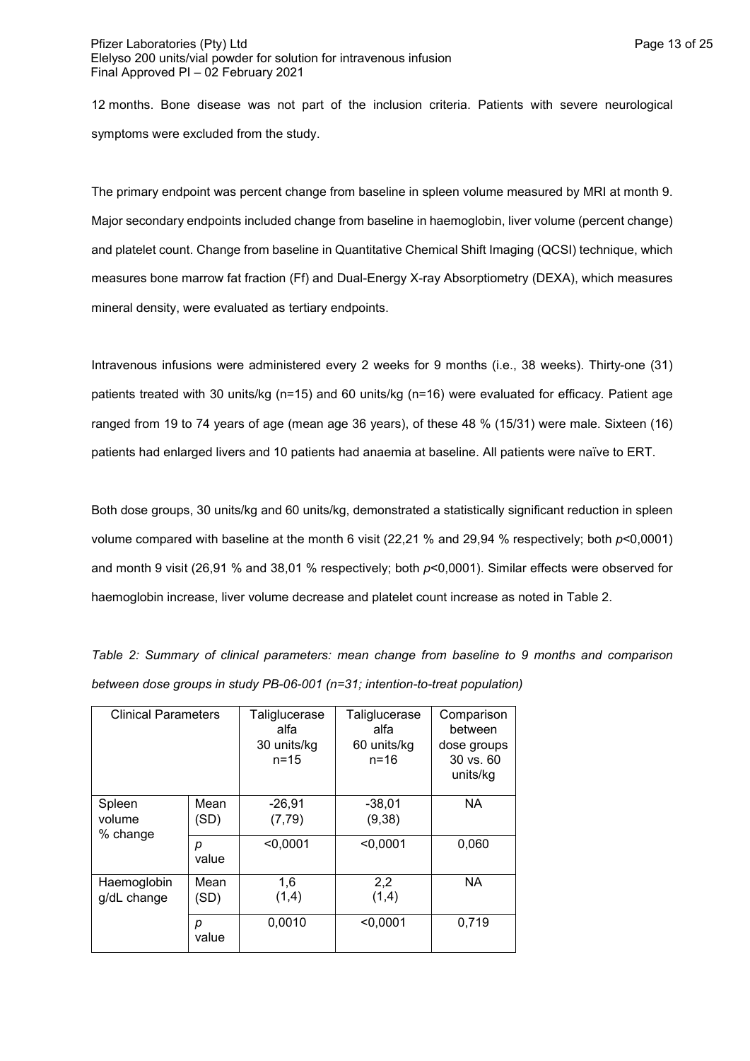12 months. Bone disease was not part of the inclusion criteria. Patients with severe neurological symptoms were excluded from the study.

The primary endpoint was percent change from baseline in spleen volume measured by MRI at month 9. Major secondary endpoints included change from baseline in haemoglobin, liver volume (percent change) and platelet count. Change from baseline in Quantitative Chemical Shift Imaging (QCSI) technique, which measures bone marrow fat fraction (Ff) and Dual-Energy X-ray Absorptiometry (DEXA), which measures mineral density, were evaluated as tertiary endpoints.

Intravenous infusions were administered every 2 weeks for 9 months (i.e., 38 weeks). Thirty-one (31) patients treated with 30 units/kg (n=15) and 60 units/kg (n=16) were evaluated for efficacy. Patient age ranged from 19 to 74 years of age (mean age 36 years), of these 48 % (15/31) were male. Sixteen (16) patients had enlarged livers and 10 patients had anaemia at baseline. All patients were naïve to ERT.

Both dose groups, 30 units/kg and 60 units/kg, demonstrated a statistically significant reduction in spleen volume compared with baseline at the month 6 visit (22,21 % and 29,94 % respectively; both *p*<0,0001) and month 9 visit (26,91 % and 38,01 % respectively; both *p*<0,0001). Similar effects were observed for haemoglobin increase, liver volume decrease and platelet count increase as noted in Table 2.

*Table 2: Summary of clinical parameters: mean change from baseline to 9 months and comparison between dose groups in study PB-06-001 (n=31; intention-to-treat population)*

| Clinical Parameters | | Taliglucerase alfa 30 units/kg n=15 | Taliglucerase alfa 60 units/kg n=16 | Comparison between dose groups 30 vs. 60 units/kg |
|---|---|---|---|---|
| Spleen volume % change | Mean (SD) | -26,91 (7,79) | -38,01 (9,38) | NA |
| | *p* value | <0,0001 | <0,0001 | 0,060 |
| Haemoglobin g/dL change | Mean (SD) | 1,6 (1,4) | 2,2 (1,4) | NA |
| | *p* value | 0,0010 | <0,0001 | 0,719 |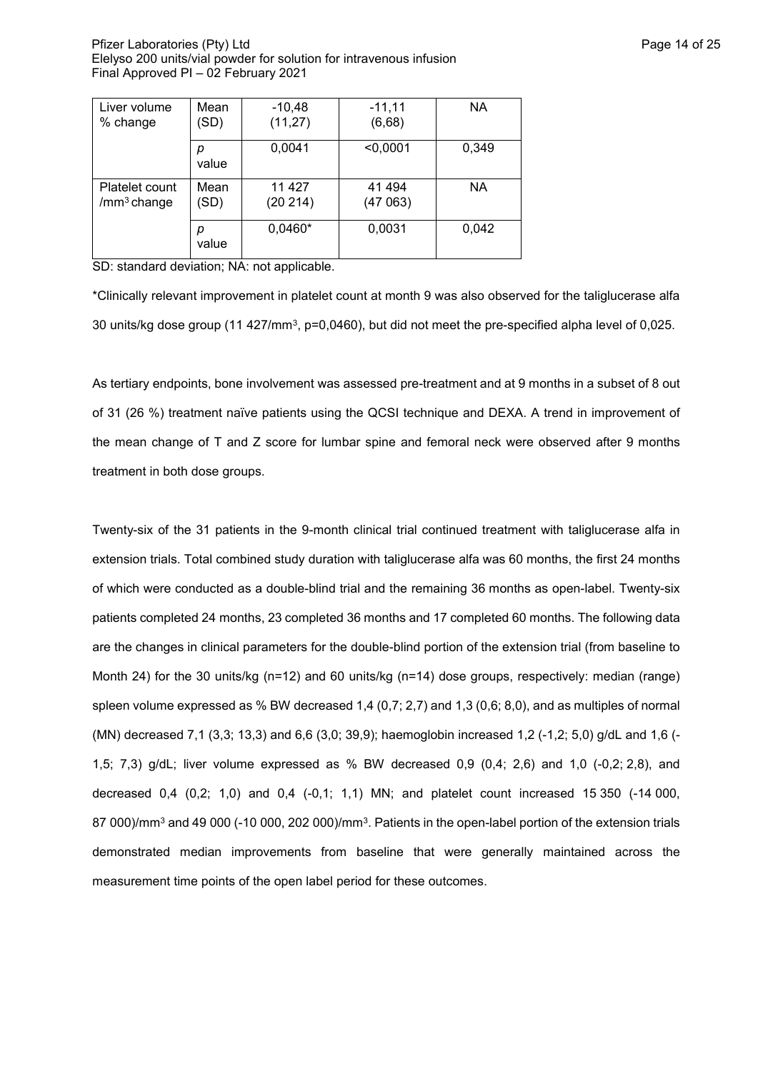| Liver volume % change | Mean (SD) | -10,48 (11,27) | -11,11 (6,68) | NA |
|---|---|---|---|---|
| | *p* value | 0,0041 | <0,0001 | 0,349 |
| Platelet count /mm³ change | Mean (SD) | 11 427 (20 214) | 41 494 (47 063) | NA |
| | *p* value | 0,0460* | 0,0031 | 0,042 |

SD: standard deviation; NA: not applicable.

*Clinically relevant improvement in platelet count at month 9 was also observed for the taliglucerase alfa 30 units/kg dose group (11 427/mm³, p=0,0460), but did not meet the pre-specified alpha level of 0,025.

As tertiary endpoints, bone involvement was assessed pre-treatment and at 9 months in a subset of 8 out of 31 (26 %) treatment naïve patients using the QCSI technique and DEXA. A trend in improvement of the mean change of T and Z score for lumbar spine and femoral neck were observed after 9 months treatment in both dose groups.

Twenty-six of the 31 patients in the 9-month clinical trial continued treatment with taliglucerase alfa in extension trials. Total combined study duration with taliglucerase alfa was 60 months, the first 24 months of which were conducted as a double-blind trial and the remaining 36 months as open-label. Twenty-six patients completed 24 months, 23 completed 36 months and 17 completed 60 months. The following data are the changes in clinical parameters for the double-blind portion of the extension trial (from baseline to Month 24) for the 30 units/kg (n=12) and 60 units/kg (n=14) dose groups, respectively: median (range) spleen volume expressed as % BW decreased 1,4 (0,7; 2,7) and 1,3 (0,6; 8,0), and as multiples of normal (MN) decreased 7,1 (3,3; 13,3) and 6,6 (3,0; 39,9); haemoglobin increased 1,2 (-1,2; 5,0) g/dL and 1,6 (-1,5; 7,3) g/dL; liver volume expressed as % BW decreased 0,9 (0,4; 2,6) and 1,0 (-0,2; 2,8), and decreased 0,4 (0,2; 1,0) and 0,4 (-0,1; 1,1) MN; and platelet count increased 15 350 (-14 000, 87 000)/mm³ and 49 000 (-10 000, 202 000)/mm³. Patients in the open-label portion of the extension trials demonstrated median improvements from baseline that were generally maintained across the measurement time points of the open label period for these outcomes.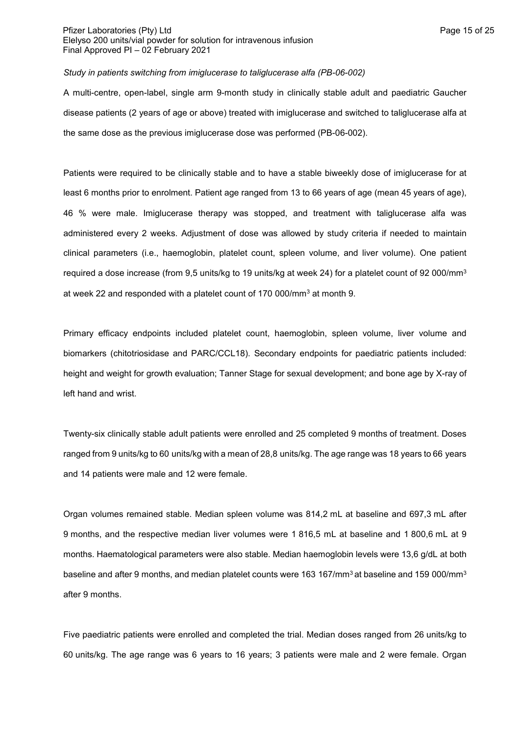*Study in patients switching from imiglucerase to taliglucerase alfa (PB-06-002)*

A multi-centre, open-label, single arm 9-month study in clinically stable adult and paediatric Gaucher disease patients (2 years of age or above) treated with imiglucerase and switched to taliglucerase alfa at the same dose as the previous imiglucerase dose was performed (PB-06-002).

Patients were required to be clinically stable and to have a stable biweekly dose of imiglucerase for at least 6 months prior to enrolment. Patient age ranged from 13 to 66 years of age (mean 45 years of age), 46 % were male. Imiglucerase therapy was stopped, and treatment with taliglucerase alfa was administered every 2 weeks. Adjustment of dose was allowed by study criteria if needed to maintain clinical parameters (i.e., haemoglobin, platelet count, spleen volume, and liver volume). One patient required a dose increase (from 9,5 units/kg to 19 units/kg at week 24) for a platelet count of 92 000/mm$^3$ at week 22 and responded with a platelet count of 170 000/mm$^3$ at month 9.

Primary efficacy endpoints included platelet count, haemoglobin, spleen volume, liver volume and biomarkers (chitotriosidase and PARC/CCL18). Secondary endpoints for paediatric patients included: height and weight for growth evaluation; Tanner Stage for sexual development; and bone age by X-ray of left hand and wrist.

Twenty-six clinically stable adult patients were enrolled and 25 completed 9 months of treatment. Doses ranged from 9 units/kg to 60 units/kg with a mean of 28,8 units/kg. The age range was 18 years to 66 years and 14 patients were male and 12 were female.

Organ volumes remained stable. Median spleen volume was 814,2 mL at baseline and 697,3 mL after 9 months, and the respective median liver volumes were 1 816,5 mL at baseline and 1 800,6 mL at 9 months. Haematological parameters were also stable. Median haemoglobin levels were 13,6 g/dL at both baseline and after 9 months, and median platelet counts were 163 167/mm$^3$ at baseline and 159 000/mm$^3$ after 9 months.

Five paediatric patients were enrolled and completed the trial. Median doses ranged from 26 units/kg to 60 units/kg. The age range was 6 years to 16 years; 3 patients were male and 2 were female. Organ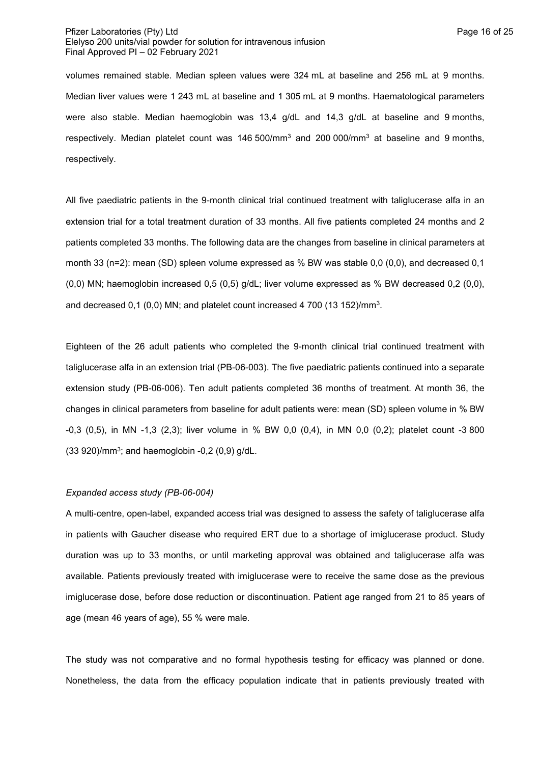volumes remained stable. Median spleen values were 324 mL at baseline and 256 mL at 9 months. Median liver values were 1 243 mL at baseline and 1 305 mL at 9 months. Haematological parameters were also stable. Median haemoglobin was 13,4 g/dL and 14,3 g/dL at baseline and 9 months, respectively. Median platelet count was 146 500/mm$^3$ and 200 000/mm$^3$ at baseline and 9 months, respectively.

All five paediatric patients in the 9-month clinical trial continued treatment with taliglucerase alfa in an extension trial for a total treatment duration of 33 months. All five patients completed 24 months and 2 patients completed 33 months. The following data are the changes from baseline in clinical parameters at month 33 (n=2): mean (SD) spleen volume expressed as % BW was stable 0,0 (0,0), and decreased 0,1 (0,0) MN; haemoglobin increased 0,5 (0,5) g/dL; liver volume expressed as % BW decreased 0,2 (0,0), and decreased 0,1 (0,0) MN; and platelet count increased 4 700 (13 152)/mm$^3$.

Eighteen of the 26 adult patients who completed the 9-month clinical trial continued treatment with taliglucerase alfa in an extension trial (PB-06-003). The five paediatric patients continued into a separate extension study (PB-06-006). Ten adult patients completed 36 months of treatment. At month 36, the changes in clinical parameters from baseline for adult patients were: mean (SD) spleen volume in % BW -0,3 (0,5), in MN -1,3 (2,3); liver volume in % BW 0,0 (0,4), in MN 0,0 (0,2); platelet count -3 800 (33 920)/mm$^3$; and haemoglobin -0,2 (0,9) g/dL.

*Expanded access study (PB-06-004)*

A multi-centre, open-label, expanded access trial was designed to assess the safety of taliglucerase alfa in patients with Gaucher disease who required ERT due to a shortage of imiglucerase product. Study duration was up to 33 months, or until marketing approval was obtained and taliglucerase alfa was available. Patients previously treated with imiglucerase were to receive the same dose as the previous imiglucerase dose, before dose reduction or discontinuation. Patient age ranged from 21 to 85 years of age (mean 46 years of age), 55 % were male.

The study was not comparative and no formal hypothesis testing for efficacy was planned or done. Nonetheless, the data from the efficacy population indicate that in patients previously treated with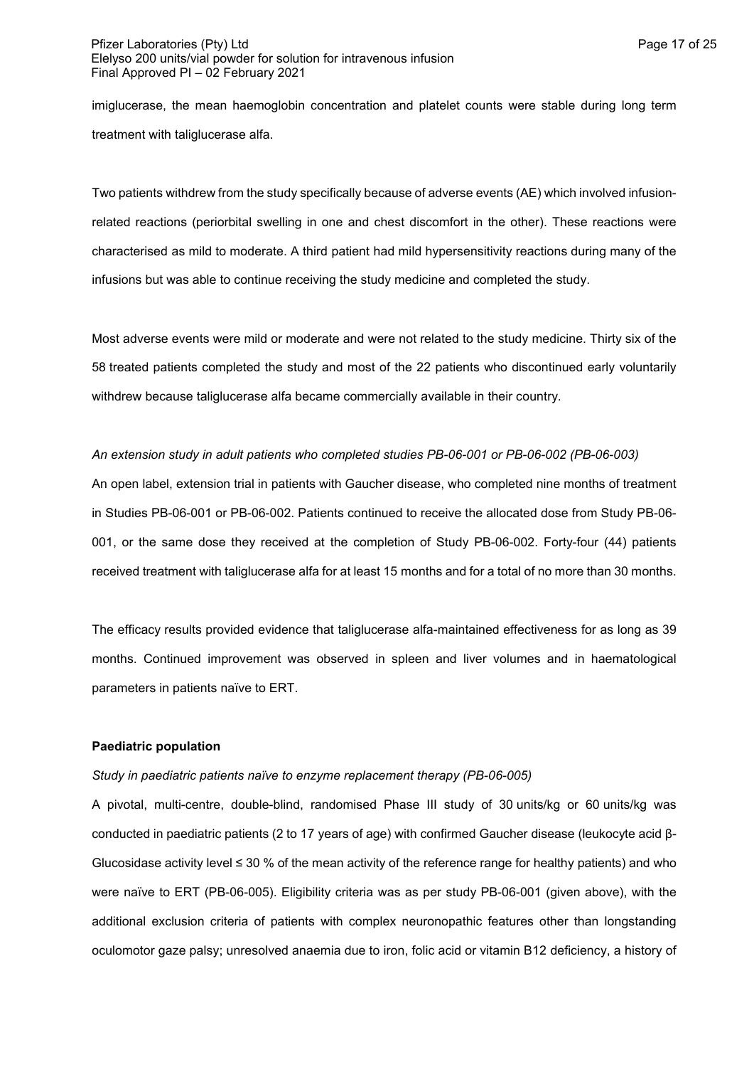imiglucerase, the mean haemoglobin concentration and platelet counts were stable during long term treatment with taliglucerase alfa.

Two patients withdrew from the study specifically because of adverse events (AE) which involved infusion-related reactions (periorbital swelling in one and chest discomfort in the other). These reactions were characterised as mild to moderate. A third patient had mild hypersensitivity reactions during many of the infusions but was able to continue receiving the study medicine and completed the study.

Most adverse events were mild or moderate and were not related to the study medicine. Thirty six of the 58 treated patients completed the study and most of the 22 patients who discontinued early voluntarily withdrew because taliglucerase alfa became commercially available in their country.

*An extension study in adult patients who completed studies PB-06-001 or PB-06-002 (PB-06-003)*

An open label, extension trial in patients with Gaucher disease, who completed nine months of treatment in Studies PB-06-001 or PB-06-002. Patients continued to receive the allocated dose from Study PB-06-001, or the same dose they received at the completion of Study PB-06-002. Forty-four (44) patients received treatment with taliglucerase alfa for at least 15 months and for a total of no more than 30 months.

The efficacy results provided evidence that taliglucerase alfa-maintained effectiveness for as long as 39 months. Continued improvement was observed in spleen and liver volumes and in haematological parameters in patients naïve to ERT.

**Paediatric population**

*Study in paediatric patients naïve to enzyme replacement therapy (PB-06-005)*

A pivotal, multi-centre, double-blind, randomised Phase III study of 30 units/kg or 60 units/kg was conducted in paediatric patients (2 to 17 years of age) with confirmed Gaucher disease (leukocyte acid β-Glucosidase activity level ≤ 30 % of the mean activity of the reference range for healthy patients) and who were naïve to ERT (PB-06-005). Eligibility criteria was as per study PB-06-001 (given above), with the additional exclusion criteria of patients with complex neuronopathic features other than longstanding oculomotor gaze palsy; unresolved anaemia due to iron, folic acid or vitamin B12 deficiency, a history of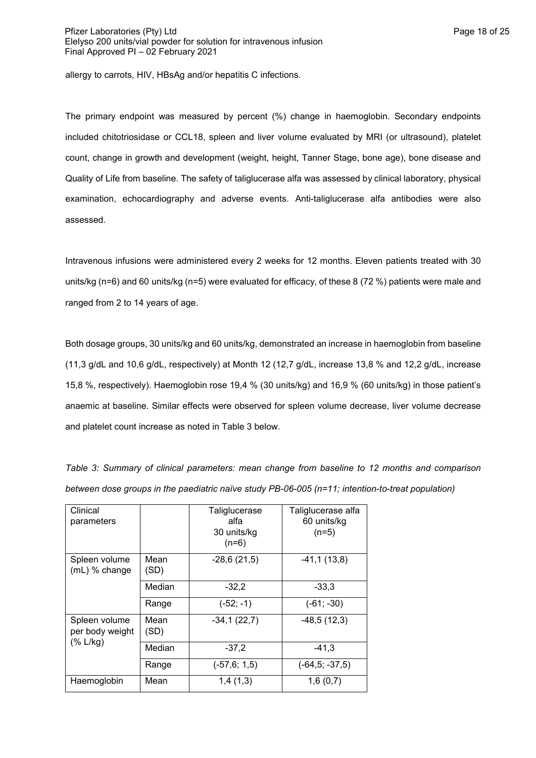allergy to carrots, HIV, HBsAg and/or hepatitis C infections.

The primary endpoint was measured by percent (%) change in haemoglobin. Secondary endpoints included chitotriosidase or CCL18, spleen and liver volume evaluated by MRI (or ultrasound), platelet count, change in growth and development (weight, height, Tanner Stage, bone age), bone disease and Quality of Life from baseline. The safety of taliglucerase alfa was assessed by clinical laboratory, physical examination, echocardiography and adverse events. Anti-taliglucerase alfa antibodies were also assessed.

Intravenous infusions were administered every 2 weeks for 12 months. Eleven patients treated with 30 units/kg (n=6) and 60 units/kg (n=5) were evaluated for efficacy, of these 8 (72 %) patients were male and ranged from 2 to 14 years of age.

Both dosage groups, 30 units/kg and 60 units/kg, demonstrated an increase in haemoglobin from baseline (11,3 g/dL and 10,6 g/dL, respectively) at Month 12 (12,7 g/dL, increase 13,8 % and 12,2 g/dL, increase 15,8 %, respectively). Haemoglobin rose 19,4 % (30 units/kg) and 16,9 % (60 units/kg) in those patient's anaemic at baseline. Similar effects were observed for spleen volume decrease, liver volume decrease and platelet count increase as noted in Table 3 below.

*Table 3: Summary of clinical parameters: mean change from baseline to 12 months and comparison between dose groups in the paediatric naïve study PB-06-005 (n=11; intention-to-treat population)*

| Clinical parameters | | Taliglucerase alfa 30 units/kg (n=6) | Taliglucerase alfa 60 units/kg (n=5) |
|---|---|---|---|
| Spleen volume (mL) % change | Mean (SD) | -28,6 (21,5) | -41,1 (13,8) |
| | Median | -32,2 | -33,3 |
| | Range | (-52; -1) | (-61; -30) |
| Spleen volume per body weight (% L/kg) | Mean (SD) | -34,1 (22,7) | -48,5 (12,3) |
| | Median | -37,2 | -41,3 |
| | Range | (-57,6; 1,5) | (-64,5; -37,5) |
| Haemoglobin | Mean | 1,4 (1,3) | 1,6 (0,7) |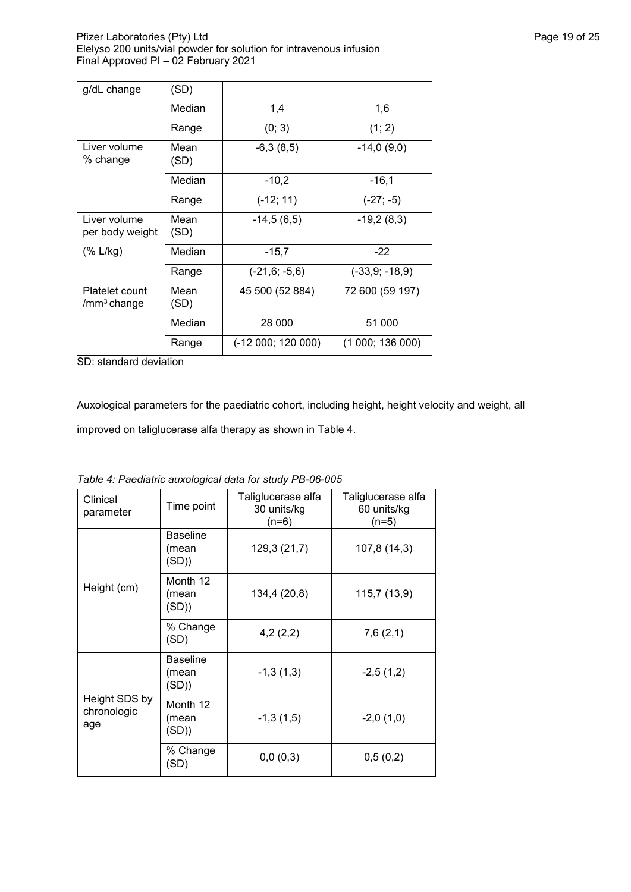| | | | |
|---|---|---|---|
| g/dL change | (SD) | | |
| | Median | 1,4 | 1,6 |
| | Range | (0; 3) | (1; 2) |
| Liver volume % change | Mean (SD) | -6,3 (8,5) | -14,0 (9,0) |
| | Median | -10,2 | -16,1 |
| | Range | (-12; 11) | (-27; -5) |
| Liver volume per body weight (% L/kg) | Mean (SD) | -14,5 (6,5) | -19,2 (8,3) |
| | Median | -15,7 | -22 |
| | Range | (-21,6; -5,6) | (-33,9; -18,9) |
| Platelet count /mm$^3$ change | Mean (SD) | 45 500 (52 884) | 72 600 (59 197) |
| | Median | 28 000 | 51 000 |
| | Range | (-12 000; 120 000) | (1 000; 136 000) |

SD: standard deviation

Auxological parameters for the paediatric cohort, including height, height velocity and weight, all improved on taliglucerase alfa therapy as shown in Table 4.

*Table 4: Paediatric auxological data for study PB-06-005*

| Clinical parameter | Time point | Taliglucerase alfa 30 units/kg (n=6) | Taliglucerase alfa 60 units/kg (n=5) |
|---|---|---|---|
| Height (cm) | Baseline (mean (SD)) | 129,3 (21,7) | 107,8 (14,3) |
| | Month 12 (mean (SD)) | 134,4 (20,8) | 115,7 (13,9) |
| | % Change (SD) | 4,2 (2,2) | 7,6 (2,1) |
| Height SDS by chronologic age | Baseline (mean (SD)) | -1,3 (1,3) | -2,5 (1,2) |
| | Month 12 (mean (SD)) | -1,3 (1,5) | -2,0 (1,0) |
| | % Change (SD) | 0,0 (0,3) | 0,5 (0,2) |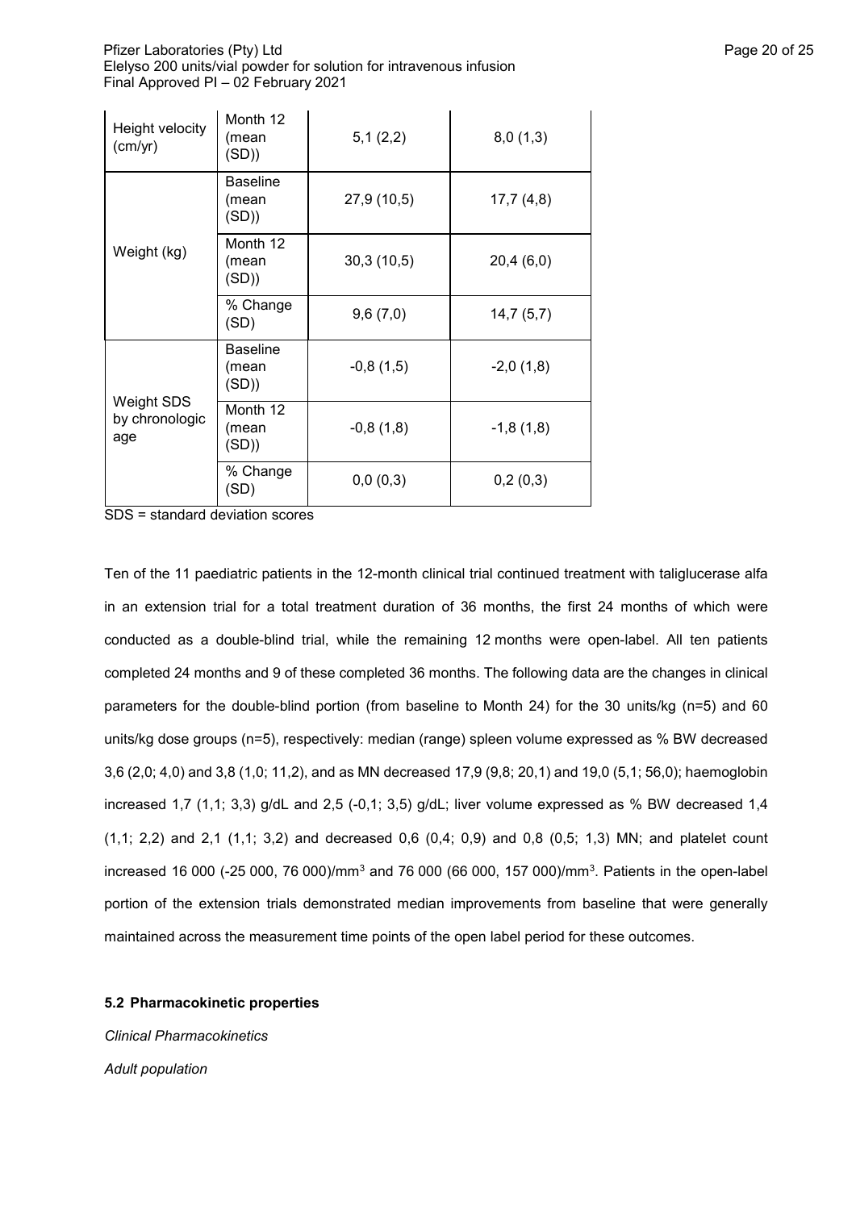| | | | |
|---|---|---|---|
| Height velocity (cm/yr) | Month 12 (mean (SD)) | 5,1 (2,2) | 8,0 (1,3) |
| Weight (kg) | Baseline (mean (SD)) | 27,9 (10,5) | 17,7 (4,8) |
| | Month 12 (mean (SD)) | 30,3 (10,5) | 20,4 (6,0) |
| | % Change (SD) | 9,6 (7,0) | 14,7 (5,7) |
| Weight SDS by chronologic age | Baseline (mean (SD)) | -0,8 (1,5) | -2,0 (1,8) |
| | Month 12 (mean (SD)) | -0,8 (1,8) | -1,8 (1,8) |
| | % Change (SD) | 0,0 (0,3) | 0,2 (0,3) |

SDS = standard deviation scores

Ten of the 11 paediatric patients in the 12-month clinical trial continued treatment with taliglucerase alfa in an extension trial for a total treatment duration of 36 months, the first 24 months of which were conducted as a double-blind trial, while the remaining 12 months were open-label. All ten patients completed 24 months and 9 of these completed 36 months. The following data are the changes in clinical parameters for the double-blind portion (from baseline to Month 24) for the 30 units/kg (n=5) and 60 units/kg dose groups (n=5), respectively: median (range) spleen volume expressed as % BW decreased 3,6 (2,0; 4,0) and 3,8 (1,0; 11,2), and as MN decreased 17,9 (9,8; 20,1) and 19,0 (5,1; 56,0); haemoglobin increased 1,7 (1,1; 3,3) g/dL and 2,5 (-0,1; 3,5) g/dL; liver volume expressed as % BW decreased 1,4 (1,1; 2,2) and 2,1 (1,1; 3,2) and decreased 0,6 (0,4; 0,9) and 0,8 (0,5; 1,3) MN; and platelet count increased 16 000 (-25 000, 76 000)/mm$^3$ and 76 000 (66 000, 157 000)/mm$^3$. Patients in the open-label portion of the extension trials demonstrated median improvements from baseline that were generally maintained across the measurement time points of the open label period for these outcomes.

### 5.2 Pharmacokinetic properties

*Clinical Pharmacokinetics*

*Adult population*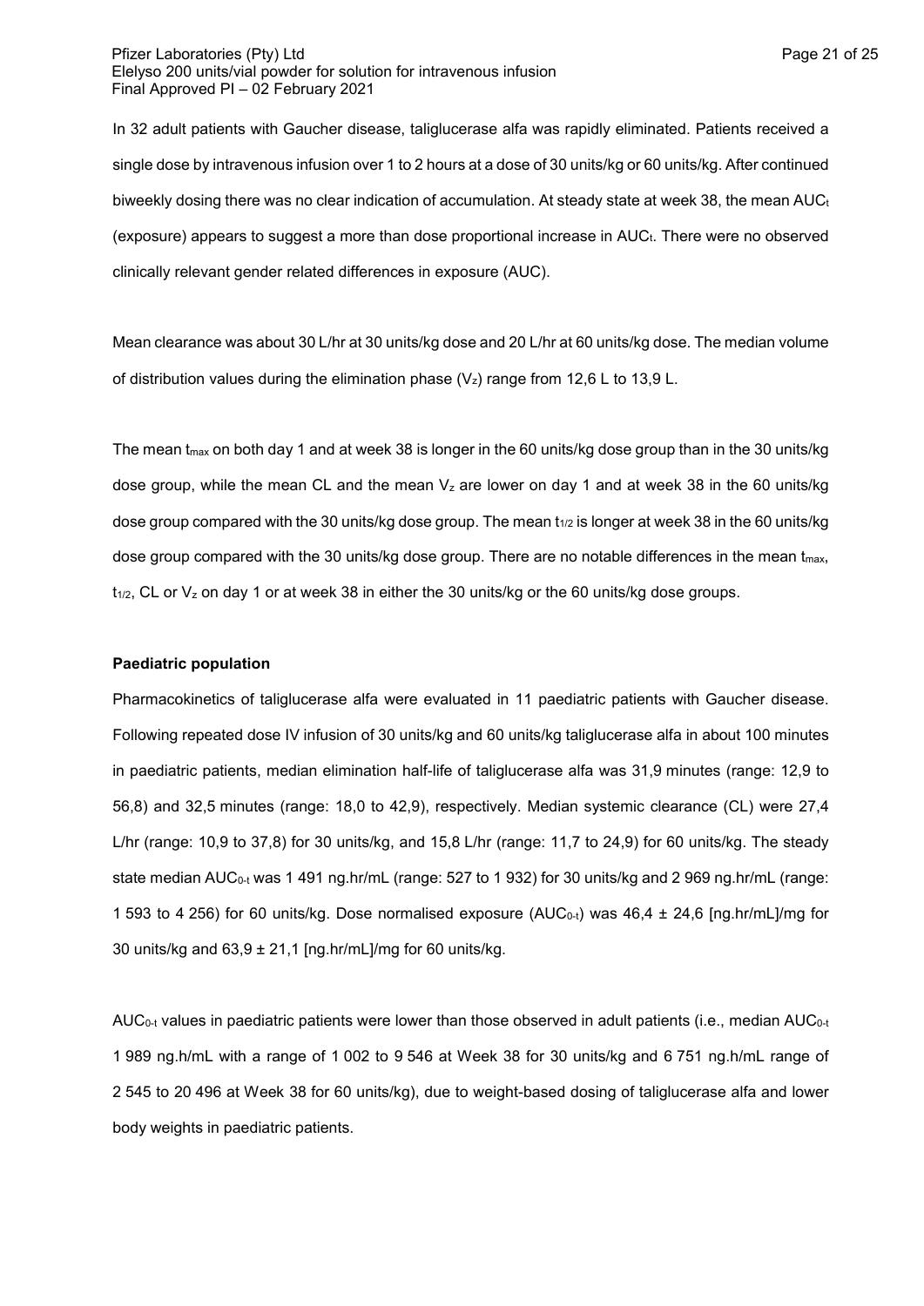In 32 adult patients with Gaucher disease, taliglucerase alfa was rapidly eliminated. Patients received a single dose by intravenous infusion over 1 to 2 hours at a dose of 30 units/kg or 60 units/kg. After continued biweekly dosing there was no clear indication of accumulation. At steady state at week 38, the mean $AUC_t$ (exposure) appears to suggest a more than dose proportional increase in $AUC_t$. There were no observed clinically relevant gender related differences in exposure (AUC).

Mean clearance was about 30 L/hr at 30 units/kg dose and 20 L/hr at 60 units/kg dose. The median volume of distribution values during the elimination phase ($V_z$) range from 12,6 L to 13,9 L.

The mean $t_{max}$ on both day 1 and at week 38 is longer in the 60 units/kg dose group than in the 30 units/kg dose group, while the mean CL and the mean $V_z$ are lower on day 1 and at week 38 in the 60 units/kg dose group compared with the 30 units/kg dose group. The mean $t_{1/2}$ is longer at week 38 in the 60 units/kg dose group compared with the 30 units/kg dose group. There are no notable differences in the mean $t_{max}$, $t_{1/2}$, CL or $V_z$ on day 1 or at week 38 in either the 30 units/kg or the 60 units/kg dose groups.

**Paediatric population**

Pharmacokinetics of taliglucerase alfa were evaluated in 11 paediatric patients with Gaucher disease. Following repeated dose IV infusion of 30 units/kg and 60 units/kg taliglucerase alfa in about 100 minutes in paediatric patients, median elimination half-life of taliglucerase alfa was 31,9 minutes (range: 12,9 to 56,8) and 32,5 minutes (range: 18,0 to 42,9), respectively. Median systemic clearance (CL) were 27,4 L/hr (range: 10,9 to 37,8) for 30 units/kg, and 15,8 L/hr (range: 11,7 to 24,9) for 60 units/kg. The steady state median $AUC_{0-t}$ was 1 491 ng.hr/mL (range: 527 to 1 932) for 30 units/kg and 2 969 ng.hr/mL (range: 1 593 to 4 256) for 60 units/kg. Dose normalised exposure ($AUC_{0-t}$) was 46,4 ± 24,6 [ng.hr/mL]/mg for 30 units/kg and 63,9 ± 21,1 [ng.hr/mL]/mg for 60 units/kg.

$AUC_{0-t}$ values in paediatric patients were lower than those observed in adult patients (i.e., median $AUC_{0-t}$ 1 989 ng.h/mL with a range of 1 002 to 9 546 at Week 38 for 30 units/kg and 6 751 ng.h/mL range of 2 545 to 20 496 at Week 38 for 60 units/kg), due to weight-based dosing of taliglucerase alfa and lower body weights in paediatric patients.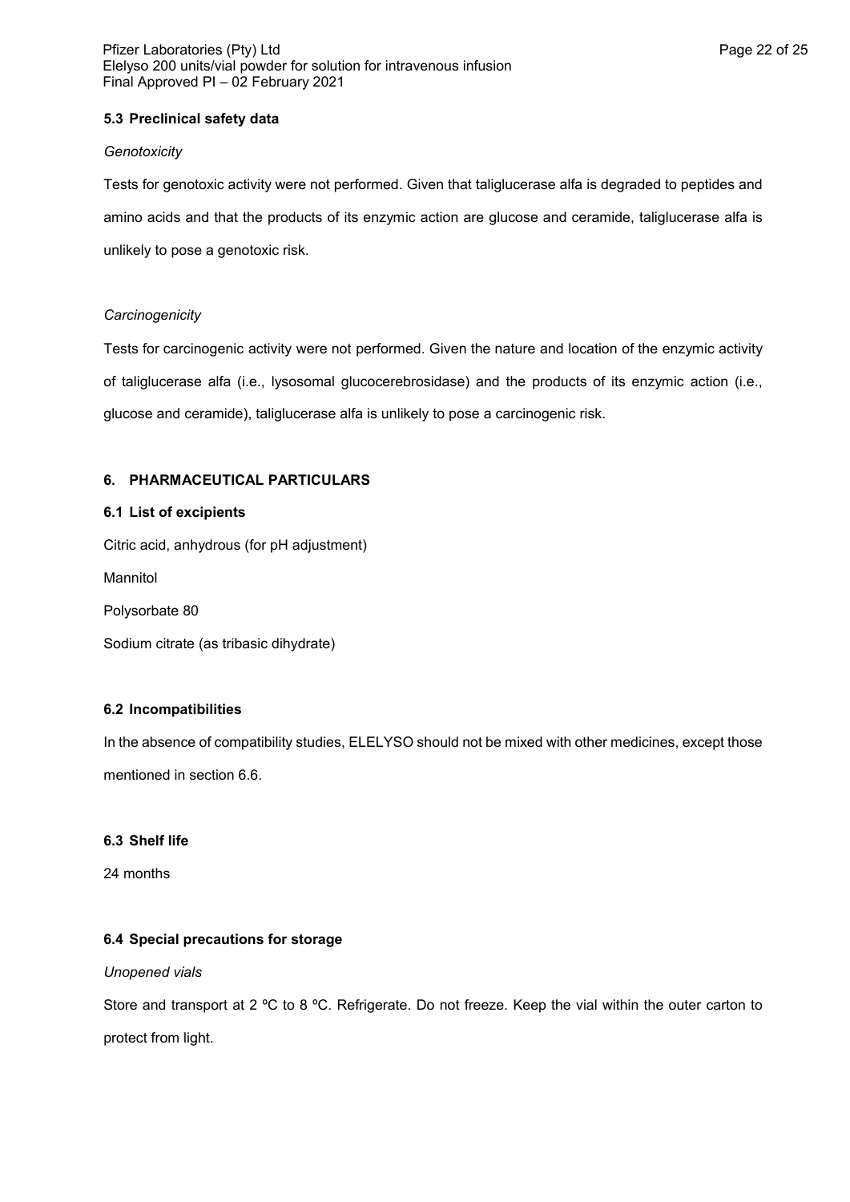### 5.3 Preclinical safety data

*Genotoxicity*

Tests for genotoxic activity were not performed. Given that taliglucerase alfa is degraded to peptides and amino acids and that the products of its enzymic action are glucose and ceramide, taliglucerase alfa is unlikely to pose a genotoxic risk.

*Carcinogenicity*

Tests for carcinogenic activity were not performed. Given the nature and location of the enzymic activity of taliglucerase alfa (i.e., lysosomal glucocerebrosidase) and the products of its enzymic action (i.e., glucose and ceramide), taliglucerase alfa is unlikely to pose a carcinogenic risk.

## 6. PHARMACEUTICAL PARTICULARS

### 6.1 List of excipients

Citric acid, anhydrous (for pH adjustment)

Mannitol

Polysorbate 80

Sodium citrate (as tribasic dihydrate)

### 6.2 Incompatibilities

In the absence of compatibility studies, ELELYSO should not be mixed with other medicines, except those mentioned in section 6.6.

### 6.3 Shelf life

24 months

### 6.4 Special precautions for storage

*Unopened vials*

Store and transport at 2 ºC to 8 ºC. Refrigerate. Do not freeze. Keep the vial within the outer carton to protect from light.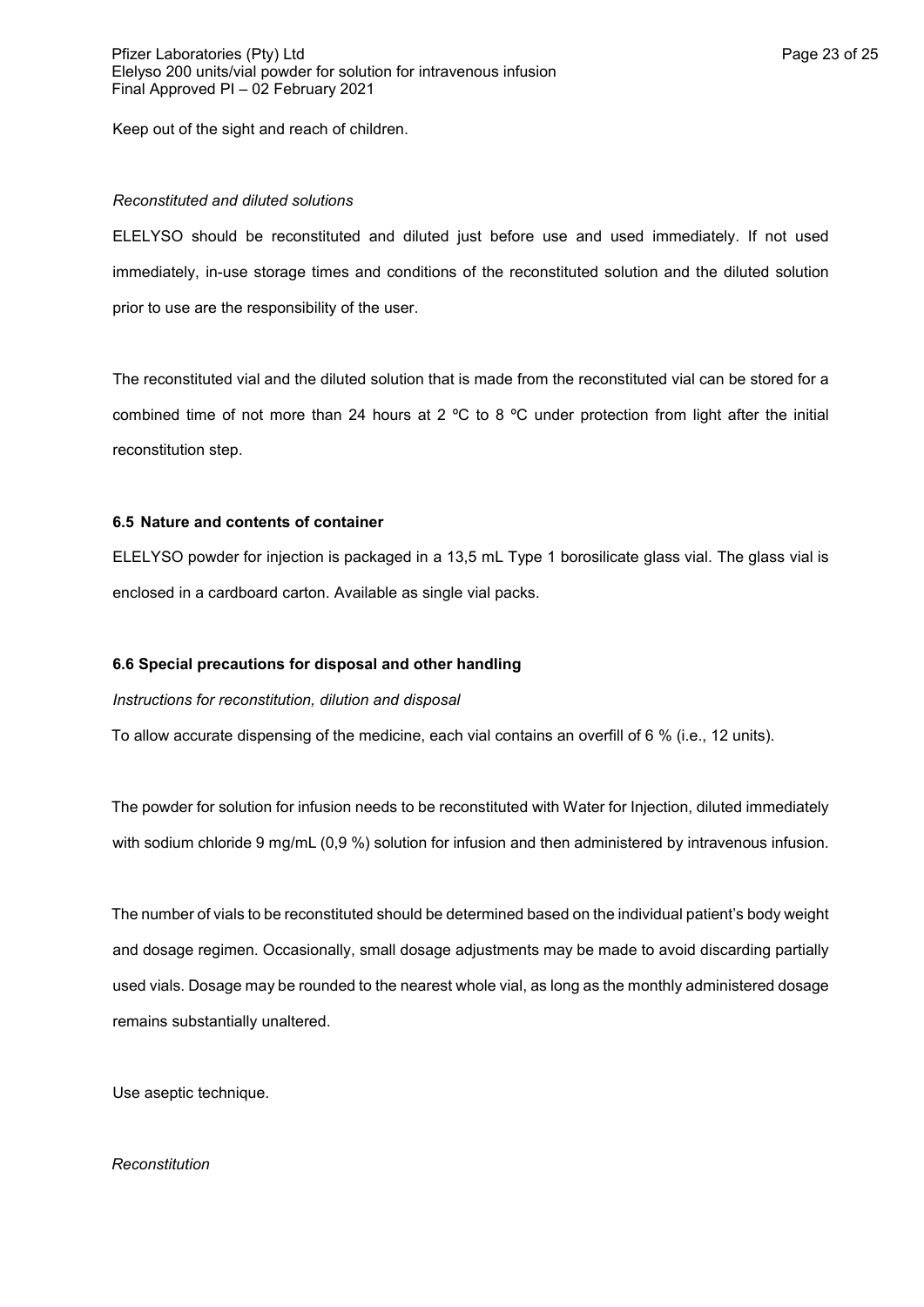Keep out of the sight and reach of children.

*Reconstituted and diluted solutions*

ELELYSO should be reconstituted and diluted just before use and used immediately. If not used immediately, in-use storage times and conditions of the reconstituted solution and the diluted solution prior to use are the responsibility of the user.

The reconstituted vial and the diluted solution that is made from the reconstituted vial can be stored for a combined time of not more than 24 hours at 2 ºC to 8 ºC under protection from light after the initial reconstitution step.

### 6.5 Nature and contents of container

ELELYSO powder for injection is packaged in a 13,5 mL Type 1 borosilicate glass vial. The glass vial is enclosed in a cardboard carton. Available as single vial packs.

### 6.6 Special precautions for disposal and other handling

*Instructions for reconstitution, dilution and disposal*

To allow accurate dispensing of the medicine, each vial contains an overfill of 6 % (i.e., 12 units).

The powder for solution for infusion needs to be reconstituted with Water for Injection, diluted immediately with sodium chloride 9 mg/mL (0,9 %) solution for infusion and then administered by intravenous infusion.

The number of vials to be reconstituted should be determined based on the individual patient's body weight and dosage regimen. Occasionally, small dosage adjustments may be made to avoid discarding partially used vials. Dosage may be rounded to the nearest whole vial, as long as the monthly administered dosage remains substantially unaltered.

Use aseptic technique.

*Reconstitution*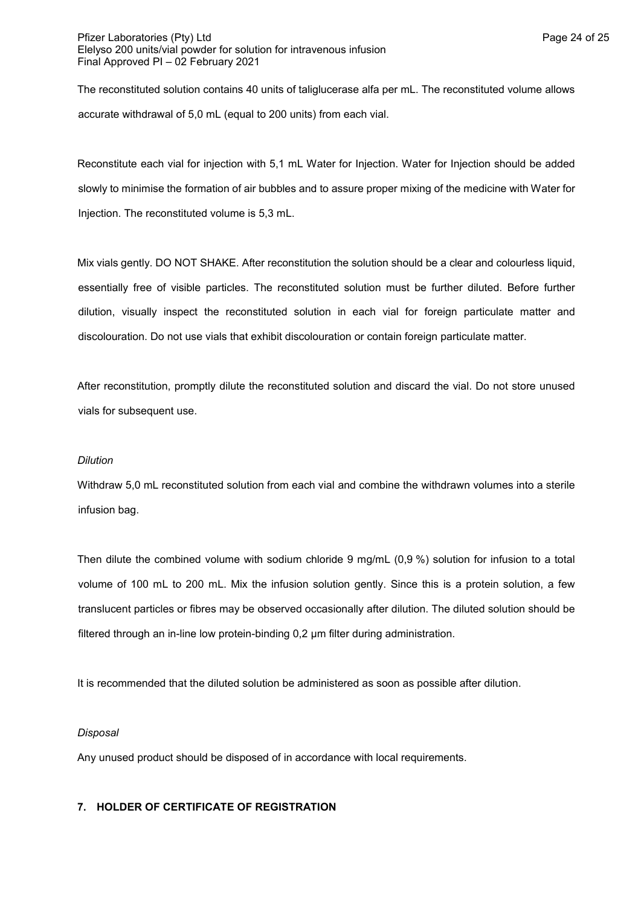The reconstituted solution contains 40 units of taliglucerase alfa per mL. The reconstituted volume allows accurate withdrawal of 5,0 mL (equal to 200 units) from each vial.

Reconstitute each vial for injection with 5,1 mL Water for Injection. Water for Injection should be added slowly to minimise the formation of air bubbles and to assure proper mixing of the medicine with Water for Injection. The reconstituted volume is 5,3 mL.

Mix vials gently. DO NOT SHAKE. After reconstitution the solution should be a clear and colourless liquid, essentially free of visible particles. The reconstituted solution must be further diluted. Before further dilution, visually inspect the reconstituted solution in each vial for foreign particulate matter and discolouration. Do not use vials that exhibit discolouration or contain foreign particulate matter.

After reconstitution, promptly dilute the reconstituted solution and discard the vial. Do not store unused vials for subsequent use.

*Dilution*

Withdraw 5,0 mL reconstituted solution from each vial and combine the withdrawn volumes into a sterile infusion bag.

Then dilute the combined volume with sodium chloride 9 mg/mL (0,9 %) solution for infusion to a total volume of 100 mL to 200 mL. Mix the infusion solution gently. Since this is a protein solution, a few translucent particles or fibres may be observed occasionally after dilution. The diluted solution should be filtered through an in-line low protein-binding 0,2 µm filter during administration.

It is recommended that the diluted solution be administered as soon as possible after dilution.

*Disposal*

Any unused product should be disposed of in accordance with local requirements.

## 7. HOLDER OF CERTIFICATE OF REGISTRATION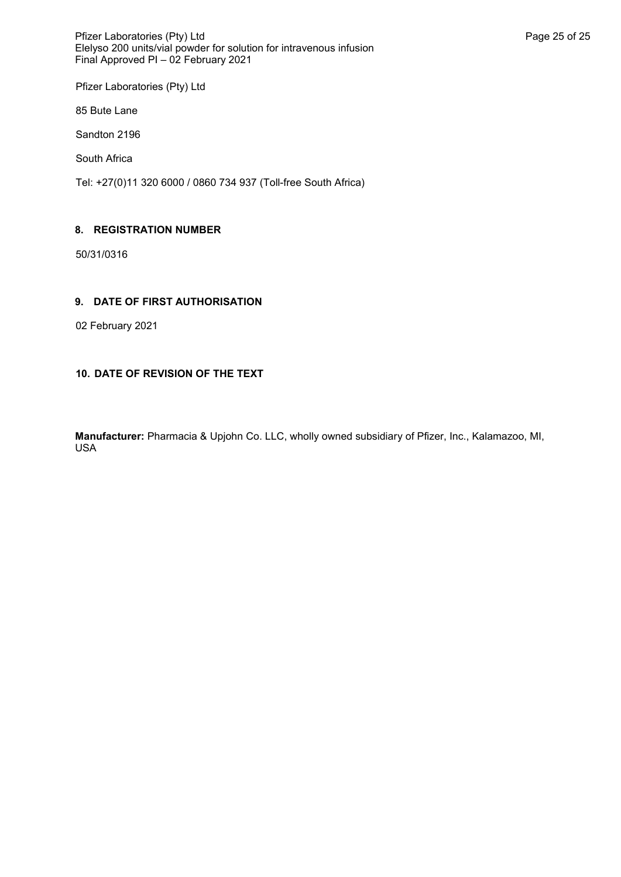Pfizer Laboratories (Pty) Ltd

85 Bute Lane

Sandton 2196

South Africa

Tel: +27(0)11 320 6000 / 0860 734 937 (Toll-free South Africa)

## 8. REGISTRATION NUMBER

50/31/0316

## 9. DATE OF FIRST AUTHORISATION

02 February 2021

## 10. DATE OF REVISION OF THE TEXT

**Manufacturer:** Pharmacia & Upjohn Co. LLC, wholly owned subsidiary of Pfizer, Inc., Kalamazoo, MI, USA